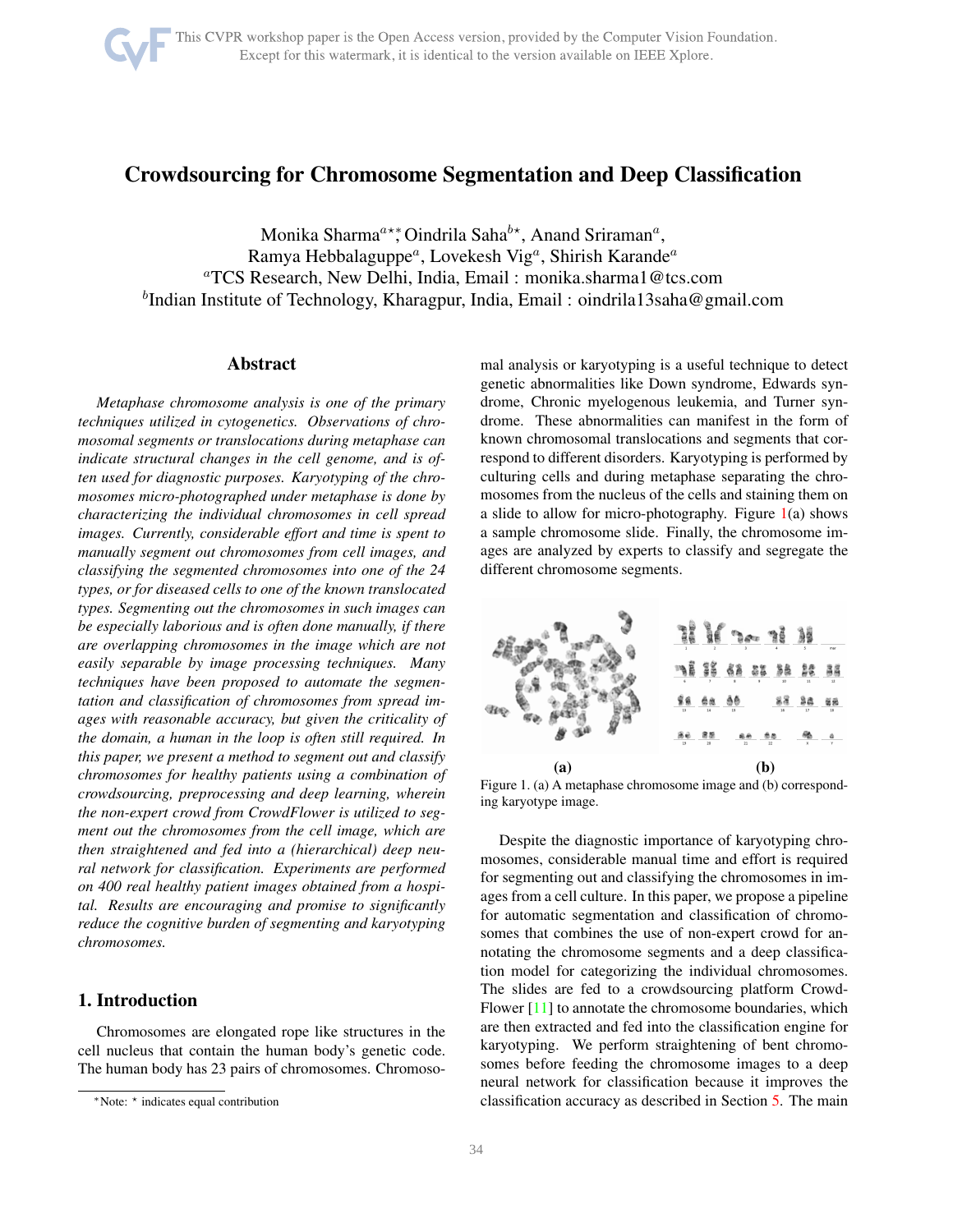# Crowdsourcing for Chromosome Segmentation and Deep Classification

Monika Sharma[a⋆]*, Oindrila Saha[b⋆], Anand Sriraman[a], Ramya Hebbalaguppe[a], Lovekesh Vig[a], Shirish Karande[a]

[a]TCS Research, New Delhi, India, Email : monika.sharma1@tcs.com

[b]Indian Institute of Technology, Kharagpur, India, Email : oindrila13saha@gmail.com

## Abstract

*Metaphase chromosome analysis is one of the primary techniques utilized in cytogenetics. Observations of chromosomal segments or translocations during metaphase can indicate structural changes in the cell genome, and is often used for diagnostic purposes. Karyotyping of the chromosomes micro-photographed under metaphase is done by characterizing the individual chromosomes in cell spread images. Currently, considerable effort and time is spent to manually segment out chromosomes from cell images, and classifying the segmented chromosomes into one of the 24 types, or for diseased cells to one of the known translocated types. Segmenting out the chromosomes in such images can be especially laborious and is often done manually, if there are overlapping chromosomes in the image which are not easily separable by image processing techniques. Many techniques have been proposed to automate the segmentation and classification of chromosomes from spread images with reasonable accuracy, but given the criticality of the domain, a human in the loop is often still required. In this paper, we present a method to segment out and classify chromosomes for healthy patients using a combination of crowdsourcing, preprocessing and deep learning, wherein the non-expert crowd from CrowdFlower is utilized to segment out the chromosomes from the cell image, which are then straightened and fed into a (hierarchical) deep neural network for classification. Experiments are performed on 400 real healthy patient images obtained from a hospital. Results are encouraging and promise to significantly reduce the cognitive burden of segmenting and karyotyping chromosomes.*

## 1. Introduction

Chromosomes are elongated rope like structures in the cell nucleus that contain the human body's genetic code. The human body has 23 pairs of chromosomes. Chromosomal analysis or karyotyping is a useful technique to detect genetic abnormalities like Down syndrome, Edwards syndrome, Chronic myelogenous leukemia, and Turner syndrome. These abnormalities can manifest in the form of known chromosomal translocations and segments that correspond to different disorders. Karyotyping is performed by culturing cells and during metaphase separating the chromosomes from the nucleus of the cells and staining them on a slide to allow for micro-photography. Figure 1(a) shows a sample chromosome slide. Finally, the chromosome images are analyzed by experts to classify and segregate the different chromosome segments.

Figure 1. (a) A metaphase chromosome image and (b) corresponding karyotype image.

Despite the diagnostic importance of karyotyping chromosomes, considerable manual time and effort is required for segmenting out and classifying the chromosomes in images from a cell culture. In this paper, we propose a pipeline for automatic segmentation and classification of chromosomes that combines the use of non-expert crowd for annotating the chromosome segments and a deep classification model for categorizing the individual chromosomes. The slides are fed to a crowdsourcing platform CrowdFlower [11] to annotate the chromosome boundaries, which are then extracted and fed into the classification engine for karyotyping. We perform straightening of bent chromosomes before feeding the chromosome images to a deep neural network for classification because it improves the classification accuracy as described in Section 5. The main

*Note: ⋆ indicates equal contribution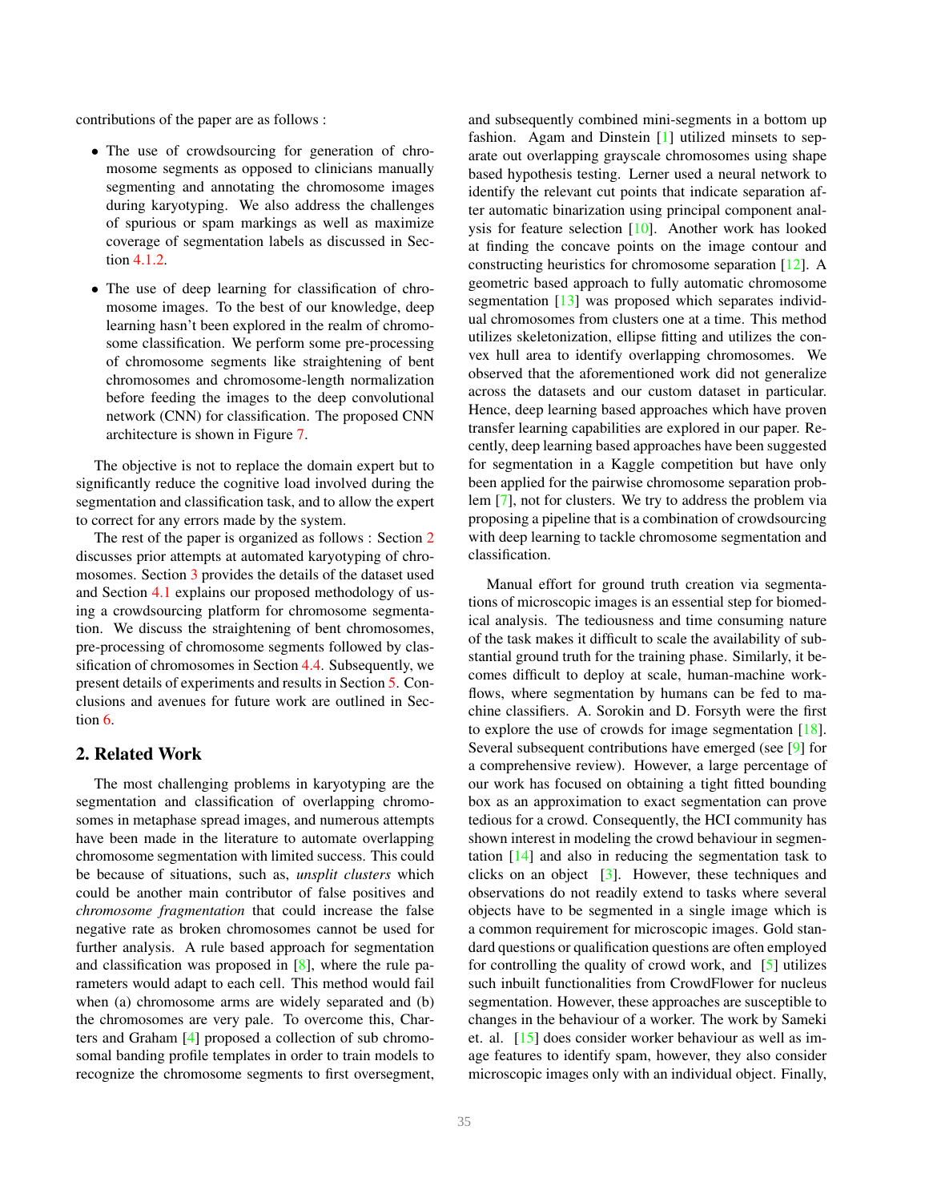contributions of the paper are as follows :

- The use of crowdsourcing for generation of chromosome segments as opposed to clinicians manually segmenting and annotating the chromosome images during karyotyping. We also address the challenges of spurious or spam markings as well as maximize coverage of segmentation labels as discussed in Section 4.1.2.
- The use of deep learning for classification of chromosome images. To the best of our knowledge, deep learning hasn't been explored in the realm of chromosome classification. We perform some pre-processing of chromosome segments like straightening of bent chromosomes and chromosome-length normalization before feeding the images to the deep convolutional network (CNN) for classification. The proposed CNN architecture is shown in Figure 7.

The objective is not to replace the domain expert but to significantly reduce the cognitive load involved during the segmentation and classification task, and to allow the expert to correct for any errors made by the system.

The rest of the paper is organized as follows : Section 2 discusses prior attempts at automated karyotyping of chromosomes. Section 3 provides the details of the dataset used and Section 4.1 explains our proposed methodology of using a crowdsourcing platform for chromosome segmentation. We discuss the straightening of bent chromosomes, pre-processing of chromosome segments followed by classification of chromosomes in Section 4.4. Subsequently, we present details of experiments and results in Section 5. Conclusions and avenues for future work are outlined in Section 6.

## 2. Related Work

The most challenging problems in karyotyping are the segmentation and classification of overlapping chromosomes in metaphase spread images, and numerous attempts have been made in the literature to automate overlapping chromosome segmentation with limited success. This could be because of situations, such as, *unsplit clusters* which could be another main contributor of false positives and *chromosome fragmentation* that could increase the false negative rate as broken chromosomes cannot be used for further analysis. A rule based approach for segmentation and classification was proposed in [8], where the rule parameters would adapt to each cell. This method would fail when (a) chromosome arms are widely separated and (b) the chromosomes are very pale. To overcome this, Charters and Graham [4] proposed a collection of sub chromosomal banding profile templates in order to train models to recognize the chromosome segments to first oversegment, and subsequently combined mini-segments in a bottom up fashion. Agam and Dinstein [1] utilized minsets to separate out overlapping grayscale chromosomes using shape based hypothesis testing. Lerner used a neural network to identify the relevant cut points that indicate separation after automatic binarization using principal component analysis for feature selection [10]. Another work has looked at finding the concave points on the image contour and constructing heuristics for chromosome separation [12]. A geometric based approach to fully automatic chromosome segmentation [13] was proposed which separates individual chromosomes from clusters one at a time. This method utilizes skeletonization, ellipse fitting and utilizes the convex hull area to identify overlapping chromosomes. We observed that the aforementioned work did not generalize across the datasets and our custom dataset in particular. Hence, deep learning based approaches which have proven transfer learning capabilities are explored in our paper. Recently, deep learning based approaches have been suggested for segmentation in a Kaggle competition but have only been applied for the pairwise chromosome separation problem [7], not for clusters. We try to address the problem via proposing a pipeline that is a combination of crowdsourcing with deep learning to tackle chromosome segmentation and classification.

Manual effort for ground truth creation via segmentations of microscopic images is an essential step for biomedical analysis. The tediousness and time consuming nature of the task makes it difficult to scale the availability of substantial ground truth for the training phase. Similarly, it becomes difficult to deploy at scale, human-machine workflows, where segmentation by humans can be fed to machine classifiers. A. Sorokin and D. Forsyth were the first to explore the use of crowds for image segmentation [18]. Several subsequent contributions have emerged (see [9] for a comprehensive review). However, a large percentage of our work has focused on obtaining a tight fitted bounding box as an approximation to exact segmentation can prove tedious for a crowd. Consequently, the HCI community has shown interest in modeling the crowd behaviour in segmentation [14] and also in reducing the segmentation task to clicks on an object [3]. However, these techniques and observations do not readily extend to tasks where several objects have to be segmented in a single image which is a common requirement for microscopic images. Gold standard questions or qualification questions are often employed for controlling the quality of crowd work, and [5] utilizes such inbuilt functionalities from CrowdFlower for nucleus segmentation. However, these approaches are susceptible to changes in the behaviour of a worker. The work by Sameki et. al. [15] does consider worker behaviour as well as image features to identify spam, however, they also consider microscopic images only with an individual object. Finally,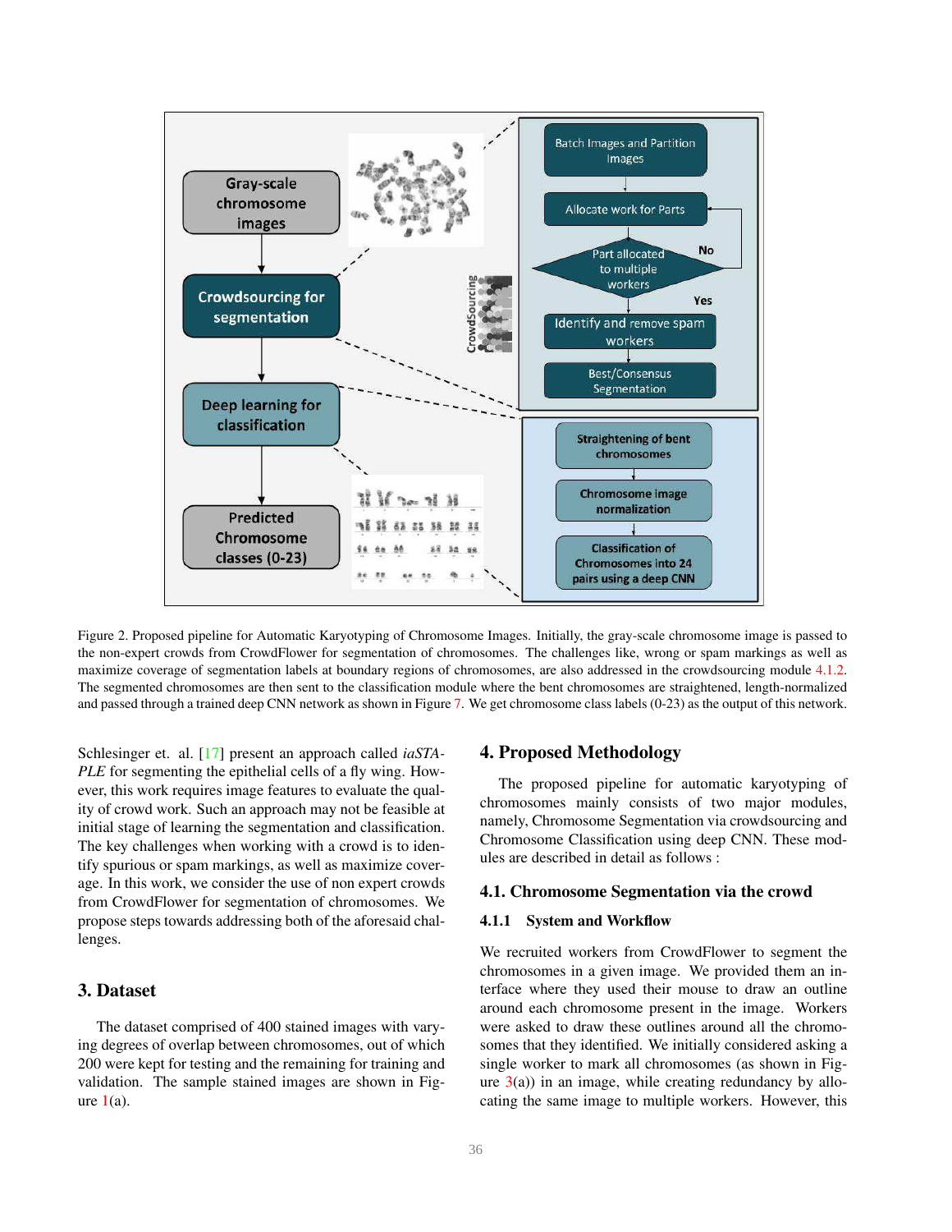Figure 2. Proposed pipeline for Automatic Karyotyping of Chromosome Images. Initially, the gray-scale chromosome image is passed to the non-expert crowds from CrowdFlower for segmentation of chromosomes. The challenges like, wrong or spam markings as well as maximize coverage of segmentation labels at boundary regions of chromosomes, are also addressed in the crowdsourcing module 4.1.2. The segmented chromosomes are then sent to the classification module where the bent chromosomes are straightened, length-normalized and passed through a trained deep CNN network as shown in Figure 7. We get chromosome class labels (0-23) as the output of this network.

Schlesinger et. al. [17] present an approach called *iaSTAPLE* for segmenting the epithelial cells of a fly wing. However, this work requires image features to evaluate the quality of crowd work. Such an approach may not be feasible at initial stage of learning the segmentation and classification. The key challenges when working with a crowd is to identify spurious or spam markings, as well as maximize coverage. In this work, we consider the use of non expert crowds from CrowdFlower for segmentation of chromosomes. We propose steps towards addressing both of the aforesaid challenges.

## 3. Dataset

The dataset comprised of 400 stained images with varying degrees of overlap between chromosomes, out of which 200 were kept for testing and the remaining for training and validation. The sample stained images are shown in Figure 1(a).

## 4. Proposed Methodology

The proposed pipeline for automatic karyotyping of chromosomes mainly consists of two major modules, namely, Chromosome Segmentation via crowdsourcing and Chromosome Classification using deep CNN. These modules are described in detail as follows :

### 4.1. Chromosome Segmentation via the crowd

#### 4.1.1 System and Workflow

We recruited workers from CrowdFlower to segment the chromosomes in a given image. We provided them an interface where they used their mouse to draw an outline around each chromosome present in the image. Workers were asked to draw these outlines around all the chromosomes that they identified. We initially considered asking a single worker to mark all chromosomes (as shown in Figure 3(a)) in an image, while creating redundancy by allocating the same image to multiple workers. However, this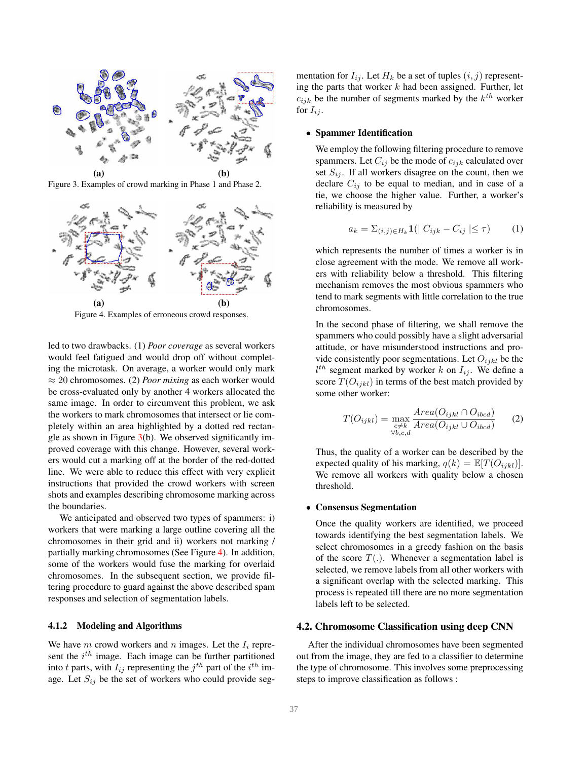(a) (b)

Figure 3. Examples of crowd marking in Phase 1 and Phase 2.

(a) (b)

Figure 4. Examples of erroneous crowd responses.

led to two drawbacks. (1) *Poor coverage* as several workers would feel fatigued and would drop off without completing the microtask. On average, a worker would only mark $\approx 20$ chromosomes. (2) *Poor mixing* as each worker would be cross-evaluated only by another 4 workers allocated the same image. In order to circumvent this problem, we ask the workers to mark chromosomes that intersect or lie completely within an area highlighted by a dotted red rectangle as shown in Figure 3(b). We observed significantly improved coverage with this change. However, several workers would cut a marking off at the border of the red-dotted line. We were able to reduce this effect with very explicit instructions that provided the crowd workers with screen shots and examples describing chromosome marking across the boundaries.

We anticipated and observed two types of spammers: i) workers that were marking a large outline covering all the chromosomes in their grid and ii) workers not marking / partially marking chromosomes (See Figure 4). In addition, some of the workers would fuse the marking for overlaid chromosomes. In the subsequent section, we provide filtering procedure to guard against the above described spam responses and selection of segmentation labels.

#### 4.1.2 Modeling and Algorithms

We have $m$ crowd workers and $n$ images. Let the $I_i$ represent the $i^{th}$ image. Each image can be further partitioned into $t$ parts, with $I_{ij}$ representing the $j^{th}$ part of the $i^{th}$ image. Let $S_{ij}$ be the set of workers who could provide segmentation for $I_{ij}$. Let $H_k$ be a set of tuples $(i, j)$ representing the parts that worker $k$ had been assigned. Further, let $c_{ijk}$ be the number of segments marked by the $k^{th}$ worker for $I_{ij}$.

- **Spammer Identification**

  We employ the following filtering procedure to remove spammers. Let $C_{ij}$ be the mode of $c_{ijk}$ calculated over set $S_{ij}$. If all workers disagree on the count, then we declare $C_{ij}$ to be equal to median, and in case of a tie, we choose the higher value. Further, a worker's reliability is measured by

$$a_k = \Sigma_{(i,j) \in H_k} \mathbf{1}(\mid C_{ijk} - C_{ij} \mid \leq \tau) \tag{1}$$

  which represents the number of times a worker is in close agreement with the mode. We remove all workers with reliability below a threshold. This filtering mechanism removes the most obvious spammers who tend to mark segments with little correlation to the true chromosomes.

  In the second phase of filtering, we shall remove the spammers who could possibly have a slight adversarial attitude, or have misunderstood instructions and provide consistently poor segmentations. Let $O_{ijkl}$ be the $l^{th}$ segment marked by worker $k$ on $I_{ij}$. We define a score $T(O_{ijkl})$ in terms of the best match provided by some other worker:

$$T(O_{ijkl}) = \max_{\substack{c \neq k \\ \forall b,c,d}} \frac{Area(O_{ijkl} \cap O_{ibcd})}{Area(O_{ijkl} \cup O_{ibcd})} \tag{2}$$

  Thus, the quality of a worker can be described by the expected quality of his marking, $q(k) = \mathbb{E}[T(O_{ijkl})]$. We remove all workers with quality below a chosen threshold.

- **Consensus Segmentation**

  Once the quality workers are identified, we proceed towards identifying the best segmentation labels. We select chromosomes in a greedy fashion on the basis of the score $T(.)$. Whenever a segmentation label is selected, we remove labels from all other workers with a significant overlap with the selected marking. This process is repeated till there are no more segmentation labels left to be selected.

## 4.2. Chromosome Classification using deep CNN

After the individual chromosomes have been segmented out from the image, they are fed to a classifier to determine the type of chromosome. This involves some preprocessing steps to improve classification as follows :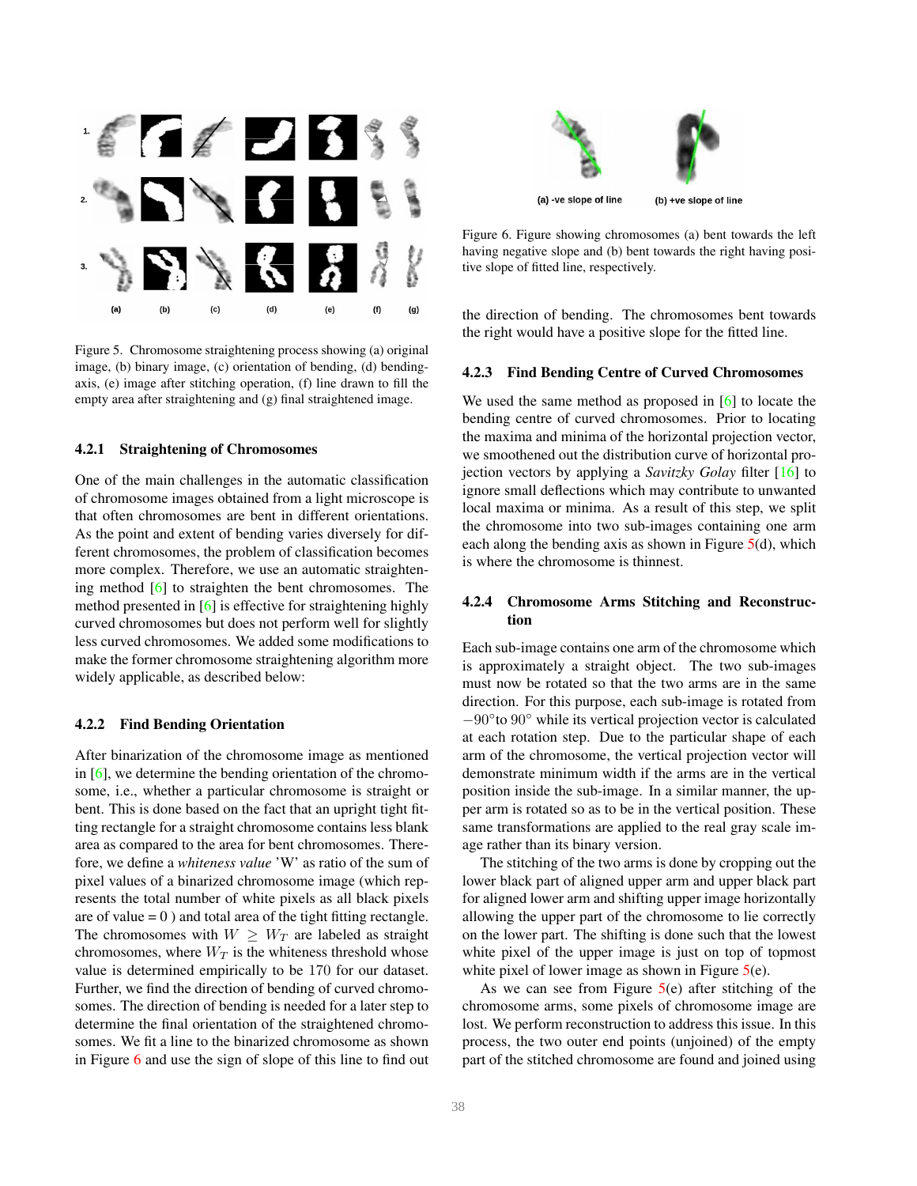Figure 5. Chromosome straightening process showing (a) original image, (b) binary image, (c) orientation of bending, (d) bending-axis, (e) image after stitching operation, (f) line drawn to fill the empty area after straightening and (g) final straightened image.

#### 4.2.1 Straightening of Chromosomes

One of the main challenges in the automatic classification of chromosome images obtained from a light microscope is that often chromosomes are bent in different orientations. As the point and extent of bending varies diversely for different chromosomes, the problem of classification becomes more complex. Therefore, we use an automatic straightening method [6] to straighten the bent chromosomes. The method presented in [6] is effective for straightening highly curved chromosomes but does not perform well for slightly less curved chromosomes. We added some modifications to make the former chromosome straightening algorithm more widely applicable, as described below:

#### 4.2.2 Find Bending Orientation

After binarization of the chromosome image as mentioned in [6], we determine the bending orientation of the chromosome, i.e., whether a particular chromosome is straight or bent. This is done based on the fact that an upright tight fitting rectangle for a straight chromosome contains less blank area as compared to the area for bent chromosomes. Therefore, we define a *whiteness value* 'W' as ratio of the sum of pixel values of a binarized chromosome image (which represents the total number of white pixels as all black pixels are of value = 0 ) and total area of the tight fitting rectangle. The chromosomes with $W \geq W_T$ are labeled as straight chromosomes, where $W_T$ is the whiteness threshold whose value is determined empirically to be 170 for our dataset. Further, we find the direction of bending of curved chromosomes. The direction of bending is needed for a later step to determine the final orientation of the straightened chromosomes. We fit a line to the binarized chromosome as shown in Figure 6 and use the sign of slope of this line to find out the direction of bending. The chromosomes bent towards the right would have a positive slope for the fitted line.

Figure 6. Figure showing chromosomes (a) bent towards the left having negative slope and (b) bent towards the right having positive slope of fitted line, respectively.

#### 4.2.3 Find Bending Centre of Curved Chromosomes

We used the same method as proposed in [6] to locate the bending centre of curved chromosomes. Prior to locating the maxima and minima of the horizontal projection vector, we smoothened out the distribution curve of horizontal projection vectors by applying a *Savitzky Golay* filter [16] to ignore small deflections which may contribute to unwanted local maxima or minima. As a result of this step, we split the chromosome into two sub-images containing one arm each along the bending axis as shown in Figure 5(d), which is where the chromosome is thinnest.

#### 4.2.4 Chromosome Arms Stitching and Reconstruction

Each sub-image contains one arm of the chromosome which is approximately a straight object. The two sub-images must now be rotated so that the two arms are in the same direction. For this purpose, each sub-image is rotated from $-90°$ to $90°$ while its vertical projection vector is calculated at each rotation step. Due to the particular shape of each arm of the chromosome, the vertical projection vector will demonstrate minimum width if the arms are in the vertical position inside the sub-image. In a similar manner, the upper arm is rotated so as to be in the vertical position. These same transformations are applied to the real gray scale image rather than its binary version.

The stitching of the two arms is done by cropping out the lower black part of aligned upper arm and upper black part for aligned lower arm and shifting upper image horizontally allowing the upper part of the chromosome to lie correctly on the lower part. The shifting is done such that the lowest white pixel of the upper image is just on top of topmost white pixel of lower image as shown in Figure 5(e).

As we can see from Figure 5(e) after stitching of the chromosome arms, some pixels of chromosome image are lost. We perform reconstruction to address this issue. In this process, the two outer end points (unjoined) of the empty part of the stitched chromosome are found and joined using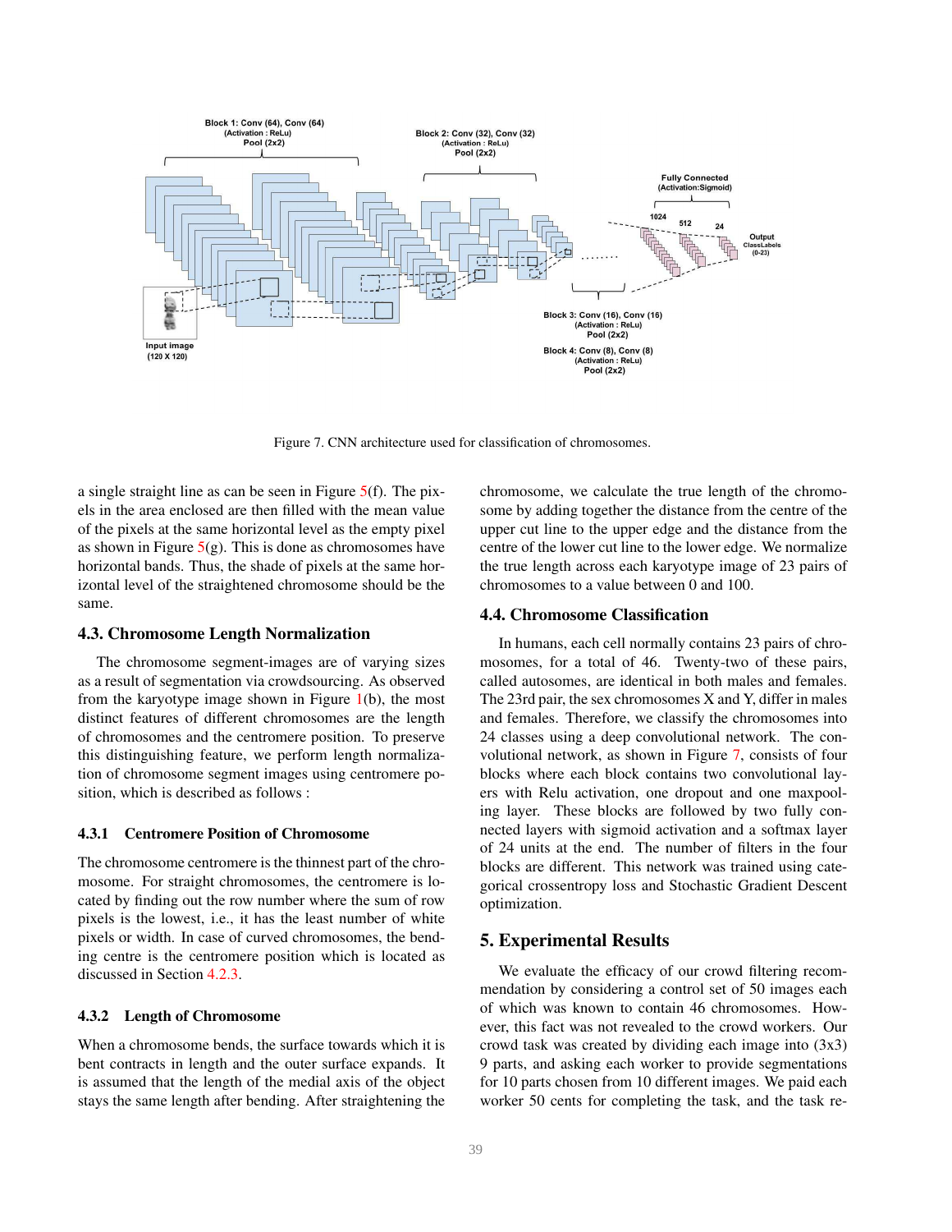Figure 7. CNN architecture used for classification of chromosomes.

a single straight line as can be seen in Figure 5(f). The pixels in the area enclosed are then filled with the mean value of the pixels at the same horizontal level as the empty pixel as shown in Figure 5(g). This is done as chromosomes have horizontal bands. Thus, the shade of pixels at the same horizontal level of the straightened chromosome should be the same.

### 4.3. Chromosome Length Normalization

The chromosome segment-images are of varying sizes as a result of segmentation via crowdsourcing. As observed from the karyotype image shown in Figure 1(b), the most distinct features of different chromosomes are the length of chromosomes and the centromere position. To preserve this distinguishing feature, we perform length normalization of chromosome segment images using centromere position, which is described as follows :

#### 4.3.1 Centromere Position of Chromosome

The chromosome centromere is the thinnest part of the chromosome. For straight chromosomes, the centromere is located by finding out the row number where the sum of row pixels is the lowest, i.e., it has the least number of white pixels or width. In case of curved chromosomes, the bending centre is the centromere position which is located as discussed in Section 4.2.3.

#### 4.3.2 Length of Chromosome

When a chromosome bends, the surface towards which it is bent contracts in length and the outer surface expands. It is assumed that the length of the medial axis of the object stays the same length after bending. After straightening the chromosome, we calculate the true length of the chromosome by adding together the distance from the centre of the upper cut line to the upper edge and the distance from the centre of the lower cut line to the lower edge. We normalize the true length across each karyotype image of 23 pairs of chromosomes to a value between 0 and 100.

### 4.4. Chromosome Classification

In humans, each cell normally contains 23 pairs of chromosomes, for a total of 46. Twenty-two of these pairs, called autosomes, are identical in both males and females. The 23rd pair, the sex chromosomes X and Y, differ in males and females. Therefore, we classify the chromosomes into 24 classes using a deep convolutional network. The convolutional network, as shown in Figure 7, consists of four blocks where each block contains two convolutional layers with Relu activation, one dropout and one maxpooling layer. These blocks are followed by two fully connected layers with sigmoid activation and a softmax layer of 24 units at the end. The number of filters in the four blocks are different. This network was trained using categorical crossentropy loss and Stochastic Gradient Descent optimization.

## 5. Experimental Results

We evaluate the efficacy of our crowd filtering recommendation by considering a control set of 50 images each of which was known to contain 46 chromosomes. However, this fact was not revealed to the crowd workers. Our crowd task was created by dividing each image into (3x3) 9 parts, and asking each worker to provide segmentations for 10 parts chosen from 10 different images. We paid each worker 50 cents for completing the task, and the task re-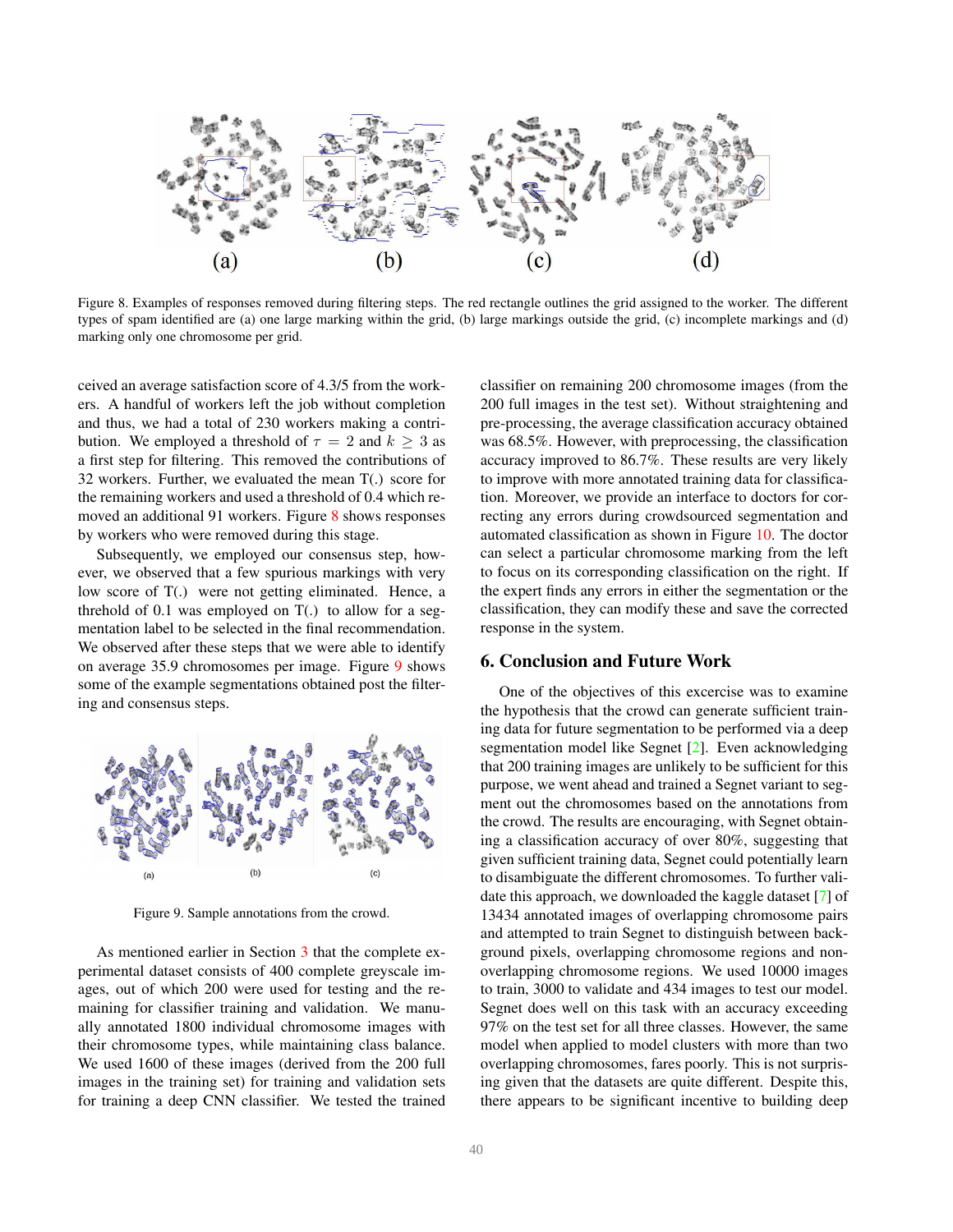Figure 8. Examples of responses removed during filtering steps. The red rectangle outlines the grid assigned to the worker. The different types of spam identified are (a) one large marking within the grid, (b) large markings outside the grid, (c) incomplete markings and (d) marking only one chromosome per grid.

ceived an average satisfaction score of 4.3/5 from the workers. A handful of workers left the job without completion and thus, we had a total of 230 workers making a contribution. We employed a threshold of $\tau = 2$ and $k \geq 3$ as a first step for filtering. This removed the contributions of 32 workers. Further, we evaluated the mean T(.) score for the remaining workers and used a threshold of 0.4 which removed an additional 91 workers. Figure 8 shows responses by workers who were removed during this stage.

Subsequently, we employed our consensus step, however, we observed that a few spurious markings with very low score of T(.) were not getting eliminated. Hence, a threhold of 0.1 was employed on T(.) to allow for a segmentation label to be selected in the final recommendation. We observed after these steps that we were able to identify on average 35.9 chromosomes per image. Figure 9 shows some of the example segmentations obtained post the filtering and consensus steps.

Figure 9. Sample annotations from the crowd.

As mentioned earlier in Section 3 that the complete experimental dataset consists of 400 complete greyscale images, out of which 200 were used for testing and the remaining for classifier training and validation. We manually annotated 1800 individual chromosome images with their chromosome types, while maintaining class balance. We used 1600 of these images (derived from the 200 full images in the training set) for training and validation sets for training a deep CNN classifier. We tested the trained classifier on remaining 200 chromosome images (from the 200 full images in the test set). Without straightening and pre-processing, the average classification accuracy obtained was 68.5%. However, with preprocessing, the classification accuracy improved to 86.7%. These results are very likely to improve with more annotated training data for classification. Moreover, we provide an interface to doctors for correcting any errors during crowdsourced segmentation and automated classification as shown in Figure 10. The doctor can select a particular chromosome marking from the left to focus on its corresponding classification on the right. If the expert finds any errors in either the segmentation or the classification, they can modify these and save the corrected response in the system.

## 6. Conclusion and Future Work

One of the objectives of this excercise was to examine the hypothesis that the crowd can generate sufficient training data for future segmentation to be performed via a deep segmentation model like Segnet [2]. Even acknowledging that 200 training images are unlikely to be sufficient for this purpose, we went ahead and trained a Segnet variant to segment out the chromosomes based on the annotations from the crowd. The results are encouraging, with Segnet obtaining a classification accuracy of over 80%, suggesting that given sufficient training data, Segnet could potentially learn to disambiguate the different chromosomes. To further validate this approach, we downloaded the kaggle dataset [7] of 13434 annotated images of overlapping chromosome pairs and attempted to train Segnet to distinguish between background pixels, overlapping chromosome regions and non-overlapping chromosome regions. We used 10000 images to train, 3000 to validate and 434 images to test our model. Segnet does well on this task with an accuracy exceeding 97% on the test set for all three classes. However, the same model when applied to model clusters with more than two overlapping chromosomes, fares poorly. This is not surprising given that the datasets are quite different. Despite this, there appears to be significant incentive to building deep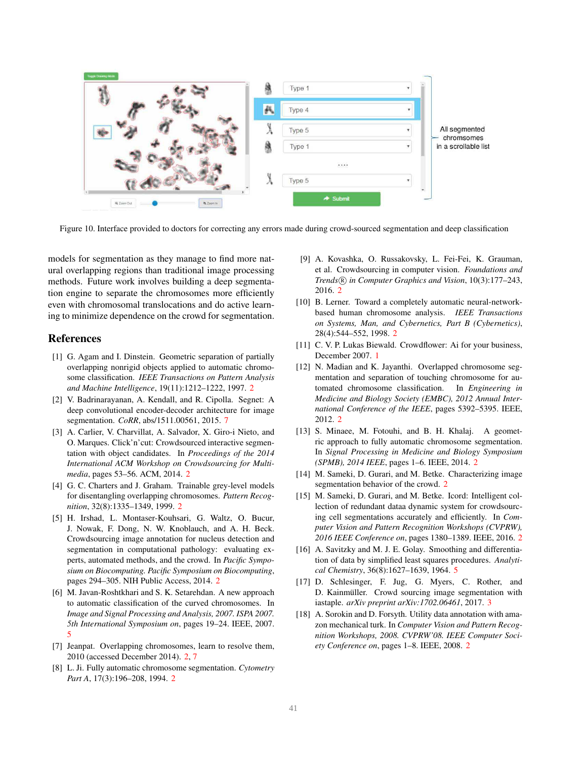Toggle Drawing Mode

Type 1

Type 4

Type 5

Type 1

....

Type 5

Submit

Zoom Out

Zoom In

All segmented chromsomes in a scrollable list

Figure 10. Interface provided to doctors for correcting any errors made during crowd-sourced segmentation and deep classification

models for segmentation as they manage to find more natural overlapping regions than traditional image processing methods. Future work involves building a deep segmentation engine to separate the chromosomes more efficiently even with chromosomal translocations and do active learning to minimize dependence on the crowd for segmentation.

## References

[1] G. Agam and I. Dinstein. Geometric separation of partially overlapping nonrigid objects applied to automatic chromosome classification. *IEEE Transactions on Pattern Analysis and Machine Intelligence*, 19(11):1212–1222, 1997. 2

[2] V. Badrinarayanan, A. Kendall, and R. Cipolla. Segnet: A deep convolutional encoder-decoder architecture for image segmentation. *CoRR*, abs/1511.00561, 2015. 7

[3] A. Carlier, V. Charvillat, A. Salvador, X. Giro-i Nieto, and O. Marques. Click'n'cut: Crowdsourced interactive segmentation with object candidates. In *Proceedings of the 2014 International ACM Workshop on Crowdsourcing for Multimedia*, pages 53–56. ACM, 2014. 2

[4] G. C. Charters and J. Graham. Trainable grey-level models for disentangling overlapping chromosomes. *Pattern Recognition*, 32(8):1335–1349, 1999. 2

[5] H. Irshad, L. Montaser-Kouhsari, G. Waltz, O. Bucur, J. Nowak, F. Dong, N. W. Knoblauch, and A. H. Beck. Crowdsourcing image annotation for nucleus detection and segmentation in computational pathology: evaluating experts, automated methods, and the crowd. In *Pacific Symposium on Biocomputing. Pacific Symposium on Biocomputing*, pages 294–305. NIH Public Access, 2014. 2

[6] M. Javan-Roshtkhari and S. K. Setarehdan. A new approach to automatic classification of the curved chromosomes. In *Image and Signal Processing and Analysis, 2007. ISPA 2007. 5th International Symposium on*, pages 19–24. IEEE, 2007. 5

[7] Jeanpat. Overlapping chromosomes, learn to resolve them, 2010 (accessed December 2014). 2, 7

[8] L. Ji. Fully automatic chromosome segmentation. *Cytometry Part A*, 17(3):196–208, 1994. 2

[9] A. Kovashka, O. Russakovsky, L. Fei-Fei, K. Grauman, et al. Crowdsourcing in computer vision. *Foundations and Trends® in Computer Graphics and Vision*, 10(3):177–243, 2016. 2

[10] B. Lerner. Toward a completely automatic neural-network-based human chromosome analysis. *IEEE Transactions on Systems, Man, and Cybernetics, Part B (Cybernetics)*, 28(4):544–552, 1998. 2

[11] C. V. P. Lukas Biewald. Crowdflower: Ai for your business, December 2007. 1

[12] N. Madian and K. Jayanthi. Overlapped chromosome segmentation and separation of touching chromosome for automated chromosome classification. In *Engineering in Medicine and Biology Society (EMBC), 2012 Annual International Conference of the IEEE*, pages 5392–5395. IEEE, 2012. 2

[13] S. Minaee, M. Fotouhi, and B. H. Khalaj. A geometric approach to fully automatic chromosome segmentation. In *Signal Processing in Medicine and Biology Symposium (SPMB), 2014 IEEE*, pages 1–6. IEEE, 2014. 2

[14] M. Sameki, D. Gurari, and M. Betke. Characterizing image segmentation behavior of the crowd. 2

[15] M. Sameki, D. Gurari, and M. Betke. Icord: Intelligent collection of redundant dataa dynamic system for crowdsourcing cell segmentations accurately and efficiently. In *Computer Vision and Pattern Recognition Workshops (CVPRW), 2016 IEEE Conference on*, pages 1380–1389. IEEE, 2016. 2

[16] A. Savitzky and M. J. E. Golay. Smoothing and differentiation of data by simplified least squares procedures. *Analytical Chemistry*, 36(8):1627–1639, 1964. 5

[17] D. Schlesinger, F. Jug, G. Myers, C. Rother, and D. Kainmüller. Crowd sourcing image segmentation with iastaple. *arXiv preprint arXiv:1702.06461*, 2017. 3

[18] A. Sorokin and D. Forsyth. Utility data annotation with amazon mechanical turk. In *Computer Vision and Pattern Recognition Workshops, 2008. CVPRW'08. IEEE Computer Society Conference on*, pages 1–8. IEEE, 2008. 2